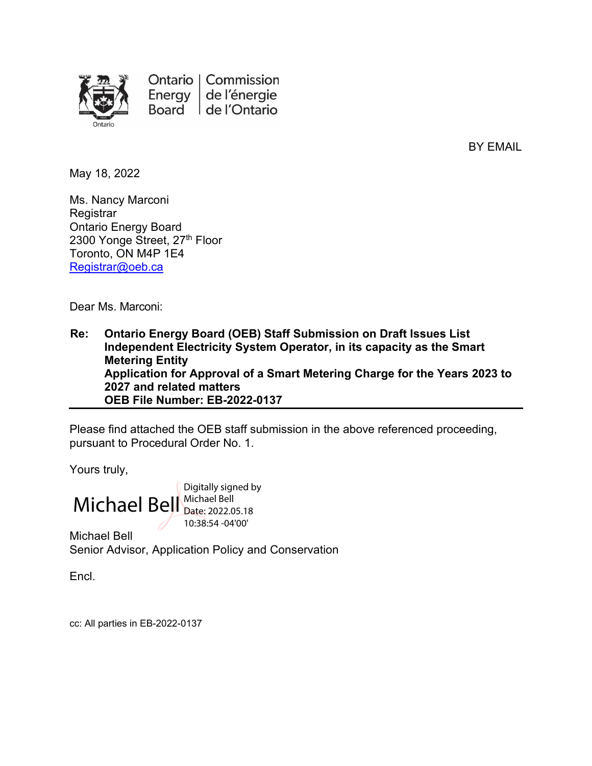Ontario Energy Board | Commission de l'énergie de l'Ontario

BY EMAIL

May 18, 2022

Ms. Nancy Marconi
Registrar
Ontario Energy Board
2300 Yonge Street, 27th Floor
Toronto, ON M4P 1E4
Registrar@oeb.ca

Dear Ms. Marconi:

**Re: Ontario Energy Board (OEB) Staff Submission on Draft Issues List**
**Independent Electricity System Operator, in its capacity as the Smart Metering Entity**
**Application for Approval of a Smart Metering Charge for the Years 2023 to 2027 and related matters**
**OEB File Number: EB-2022-0137**

---

Please find attached the OEB staff submission in the above referenced proceeding, pursuant to Procedural Order No. 1.

Yours truly,

Michael Bell
Digitally signed by Michael Bell
Date: 2022.05.18 10:38:54 -04'00'

Michael Bell
Senior Advisor, Application Policy and Conservation

Encl.

cc: All parties in EB-2022-0137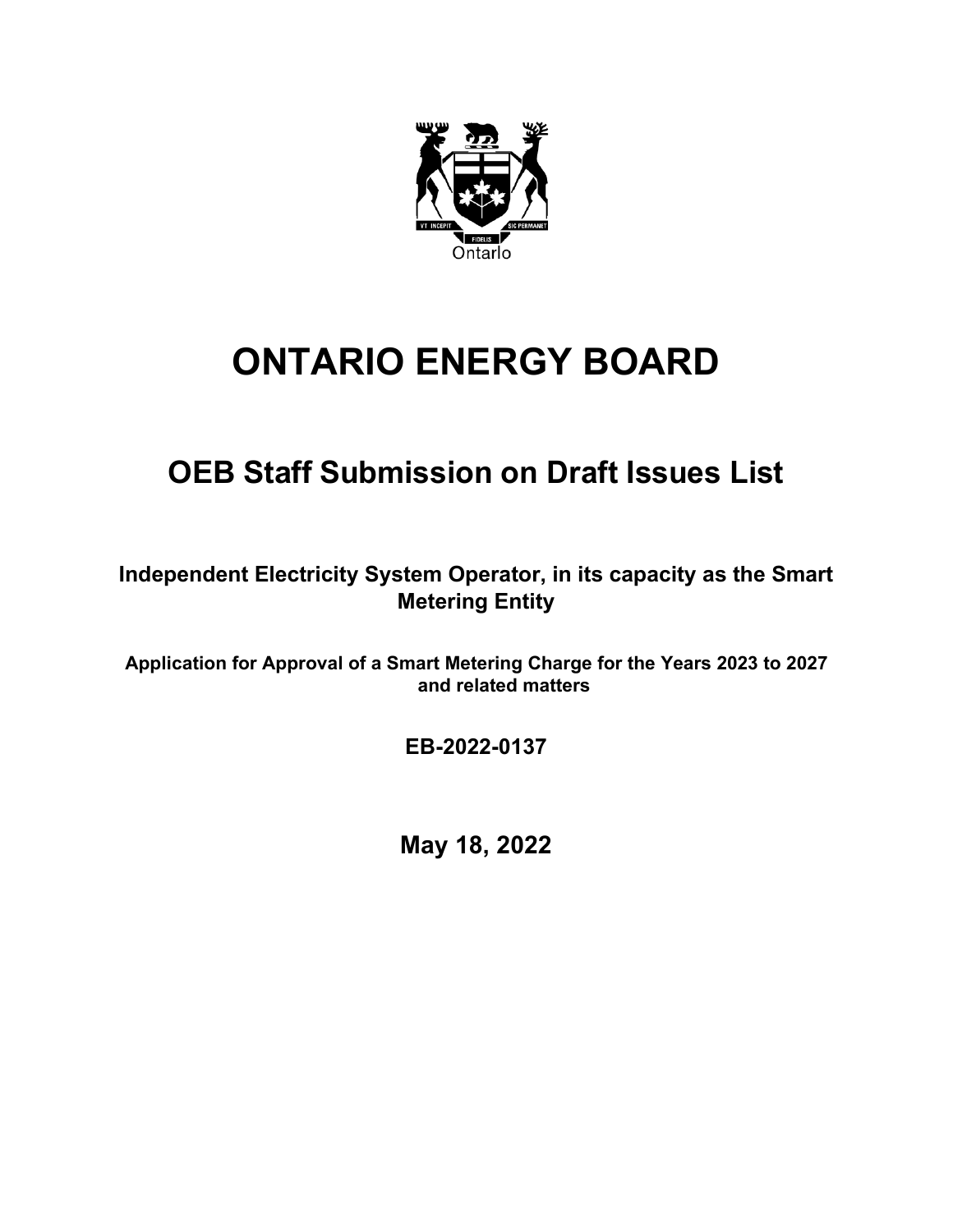# ONTARIO ENERGY BOARD

## OEB Staff Submission on Draft Issues List

**Independent Electricity System Operator, in its capacity as the Smart Metering Entity**

**Application for Approval of a Smart Metering Charge for the Years 2023 to 2027 and related matters**

**EB-2022-0137**

**May 18, 2022**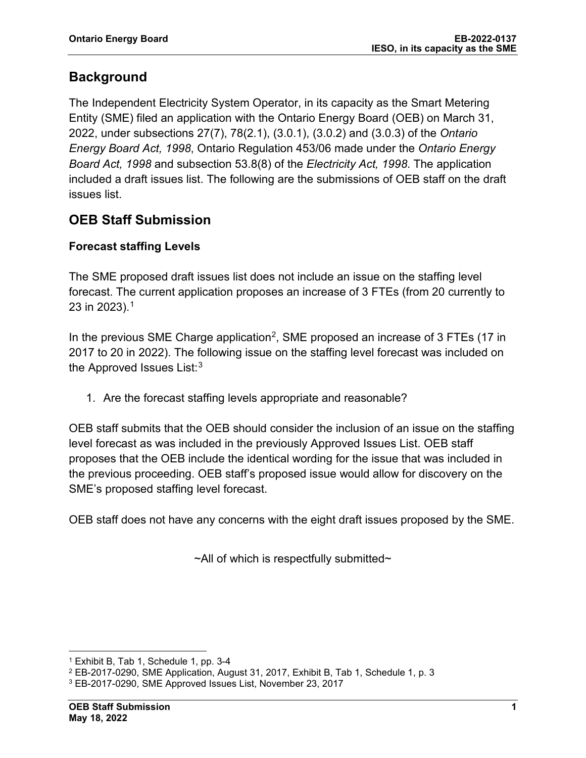## Background

The Independent Electricity System Operator, in its capacity as the Smart Metering Entity (SME) filed an application with the Ontario Energy Board (OEB) on March 31, 2022, under subsections 27(7), 78(2.1), (3.0.1), (3.0.2) and (3.0.3) of the *Ontario Energy Board Act, 1998*, Ontario Regulation 453/06 made under the *Ontario Energy Board Act, 1998* and subsection 53.8(8) of the *Electricity Act, 1998*. The application included a draft issues list. The following are the submissions of OEB staff on the draft issues list.

## OEB Staff Submission

### Forecast staffing Levels

The SME proposed draft issues list does not include an issue on the staffing level forecast. The current application proposes an increase of 3 FTEs (from 20 currently to 23 in 2023).[1]

In the previous SME Charge application[2], SME proposed an increase of 3 FTEs (17 in 2017 to 20 in 2022). The following issue on the staffing level forecast was included on the Approved Issues List:[3]

1. Are the forecast staffing levels appropriate and reasonable?

OEB staff submits that the OEB should consider the inclusion of an issue on the staffing level forecast as was included in the previously Approved Issues List. OEB staff proposes that the OEB include the identical wording for the issue that was included in the previous proceeding. OEB staff's proposed issue would allow for discovery on the SME's proposed staffing level forecast.

OEB staff does not have any concerns with the eight draft issues proposed by the SME.

~All of which is respectfully submitted~

[1] Exhibit B, Tab 1, Schedule 1, pp. 3-4

[2] EB-2017-0290, SME Application, August 31, 2017, Exhibit B, Tab 1, Schedule 1, p. 3

[3] EB-2017-0290, SME Approved Issues List, November 23, 2017